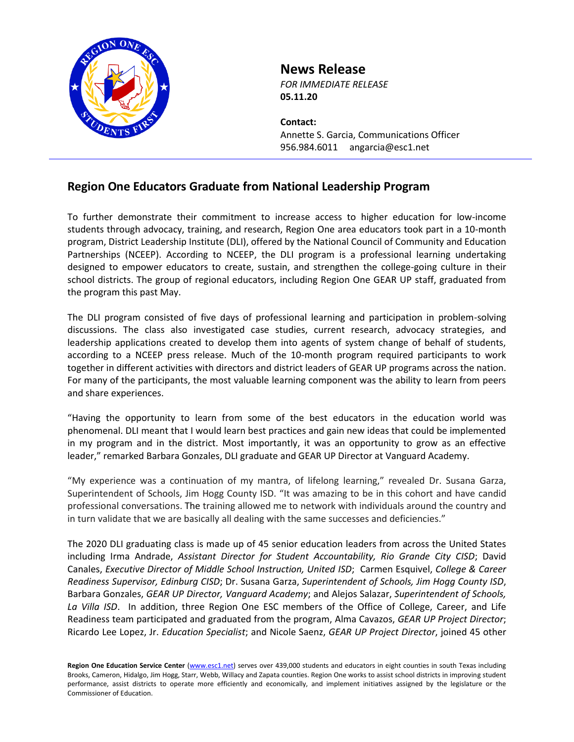# News Release

*FOR IMMEDIATE RELEASE*
**05.11.20**

**Contact:**
Annette S. Garcia, Communications Officer
956.984.6011 angarcia@esc1.net

---

## Region One Educators Graduate from National Leadership Program

To further demonstrate their commitment to increase access to higher education for low-income students through advocacy, training, and research, Region One area educators took part in a 10-month program, District Leadership Institute (DLI), offered by the National Council of Community and Education Partnerships (NCEEP). According to NCEEP, the DLI program is a professional learning undertaking designed to empower educators to create, sustain, and strengthen the college-going culture in their school districts. The group of regional educators, including Region One GEAR UP staff, graduated from the program this past May.

The DLI program consisted of five days of professional learning and participation in problem-solving discussions. The class also investigated case studies, current research, advocacy strategies, and leadership applications created to develop them into agents of system change of behalf of students, according to a NCEEP press release. Much of the 10-month program required participants to work together in different activities with directors and district leaders of GEAR UP programs across the nation. For many of the participants, the most valuable learning component was the ability to learn from peers and share experiences.

"Having the opportunity to learn from some of the best educators in the education world was phenomenal. DLI meant that I would learn best practices and gain new ideas that could be implemented in my program and in the district. Most importantly, it was an opportunity to grow as an effective leader," remarked Barbara Gonzales, DLI graduate and GEAR UP Director at Vanguard Academy.

"My experience was a continuation of my mantra, of lifelong learning," revealed Dr. Susana Garza, Superintendent of Schools, Jim Hogg County ISD. "It was amazing to be in this cohort and have candid professional conversations. The training allowed me to network with individuals around the country and in turn validate that we are basically all dealing with the same successes and deficiencies."

The 2020 DLI graduating class is made up of 45 senior education leaders from across the United States including Irma Andrade, *Assistant Director for Student Accountability, Rio Grande City CISD*; David Canales, *Executive Director of Middle School Instruction, United ISD*; Carmen Esquivel, *College & Career Readiness Supervisor, Edinburg CISD*; Dr. Susana Garza, *Superintendent of Schools, Jim Hogg County ISD*, Barbara Gonzales, *GEAR UP Director, Vanguard Academy*; and Alejos Salazar, *Superintendent of Schools, La Villa ISD*. In addition, three Region One ESC members of the Office of College, Career, and Life Readiness team participated and graduated from the program, Alma Cavazos, *GEAR UP Project Director*; Ricardo Lee Lopez, Jr. *Education Specialist*; and Nicole Saenz, *GEAR UP Project Director*, joined 45 other

**Region One Education Service Center** (www.esc1.net) serves over 439,000 students and educators in eight counties in south Texas including Brooks, Cameron, Hidalgo, Jim Hogg, Starr, Webb, Willacy and Zapata counties. Region One works to assist school districts in improving student performance, assist districts to operate more efficiently and economically, and implement initiatives assigned by the legislature or the Commissioner of Education.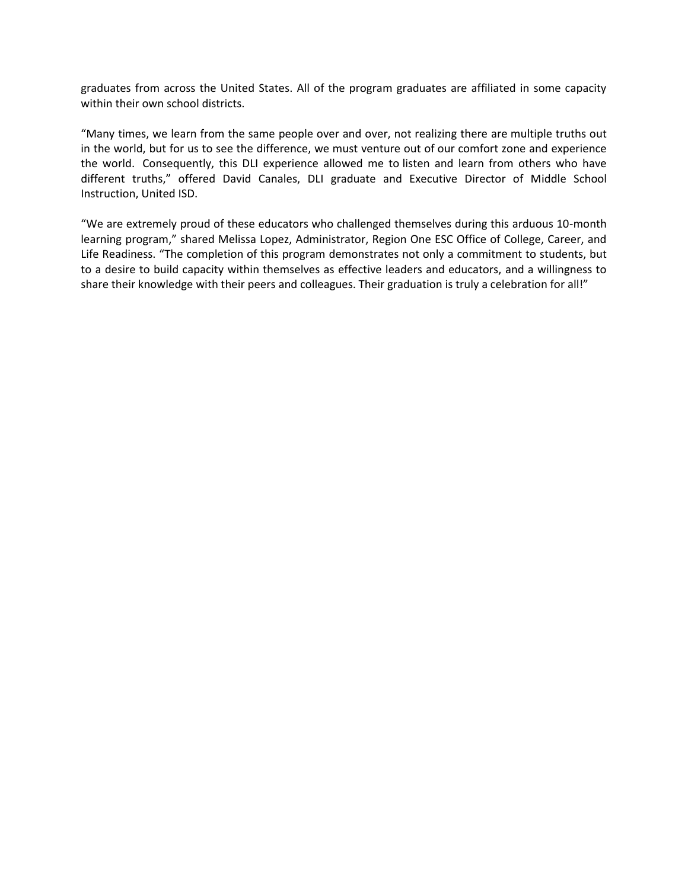graduates from across the United States. All of the program graduates are affiliated in some capacity within their own school districts.

"Many times, we learn from the same people over and over, not realizing there are multiple truths out in the world, but for us to see the difference, we must venture out of our comfort zone and experience the world. Consequently, this DLI experience allowed me to listen and learn from others who have different truths," offered David Canales, DLI graduate and Executive Director of Middle School Instruction, United ISD.

"We are extremely proud of these educators who challenged themselves during this arduous 10-month learning program," shared Melissa Lopez, Administrator, Region One ESC Office of College, Career, and Life Readiness. "The completion of this program demonstrates not only a commitment to students, but to a desire to build capacity within themselves as effective leaders and educators, and a willingness to share their knowledge with their peers and colleagues. Their graduation is truly a celebration for all!"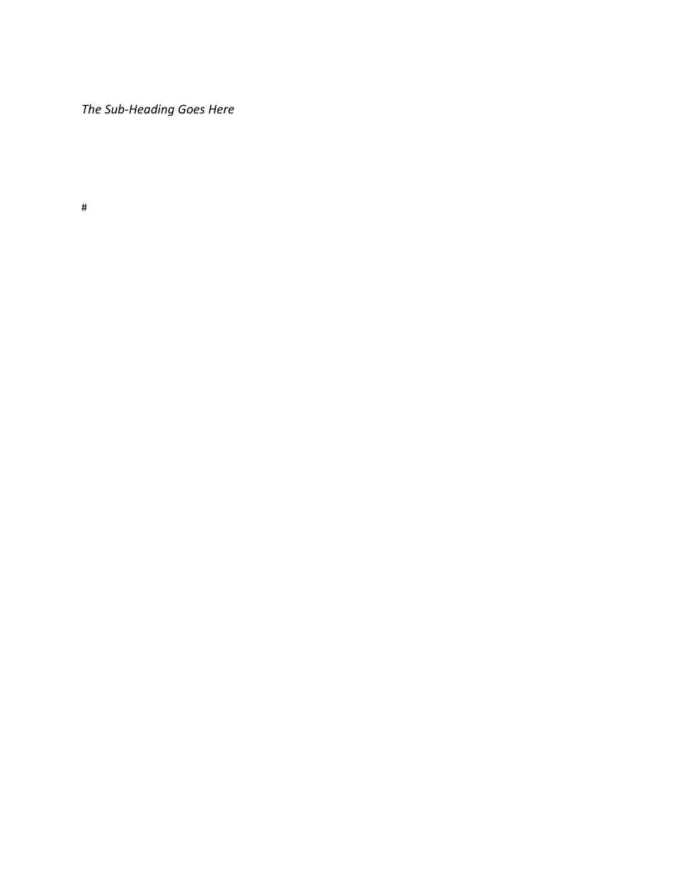*The Sub-Heading Goes Here*

#